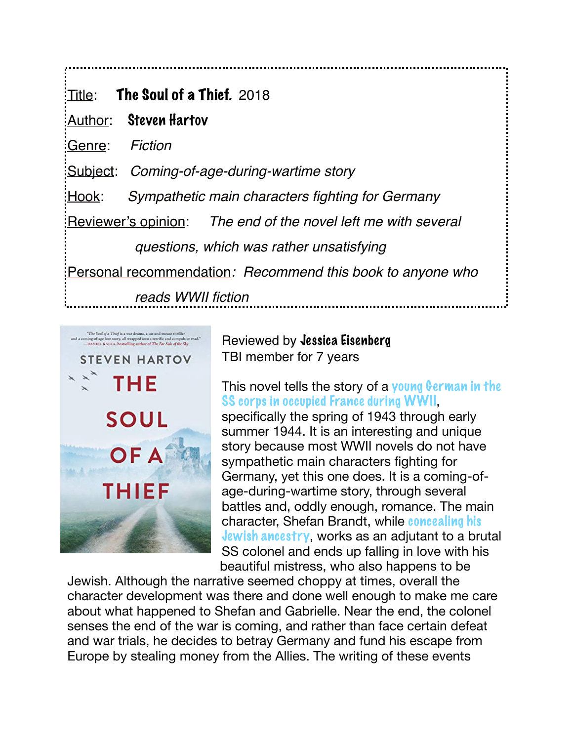Title: **The Soul of a Thief.** 2018

Author: **Steven Hartov**

Genre: *Fiction*

Subject: *Coming-of-age-during-wartime story*

Hook: *Sympathetic main characters fighting for Germany*

Reviewer's opinion: *The end of the novel left me with several questions, which was rather unsatisfying*

Personal recommendation*: Recommend this book to anyone who reads WWII fiction*

Reviewed by **Jessica Eisenberg**
TBI member for 7 years

This novel tells the story of a young German in the SS corps in occupied France during WWII, specifically the spring of 1943 through early summer 1944. It is an interesting and unique story because most WWII novels do not have sympathetic main characters fighting for Germany, yet this one does. It is a coming-of-age-during-wartime story, through several battles and, oddly enough, romance. The main character, Shefan Brandt, while concealing his Jewish ancestry, works as an adjutant to a brutal SS colonel and ends up falling in love with his beautiful mistress, who also happens to be Jewish. Although the narrative seemed choppy at times, overall the character development was there and done well enough to make me care about what happened to Shefan and Gabrielle. Near the end, the colonel senses the end of the war is coming, and rather than face certain defeat and war trials, he decides to betray Germany and fund his escape from Europe by stealing money from the Allies. The writing of these events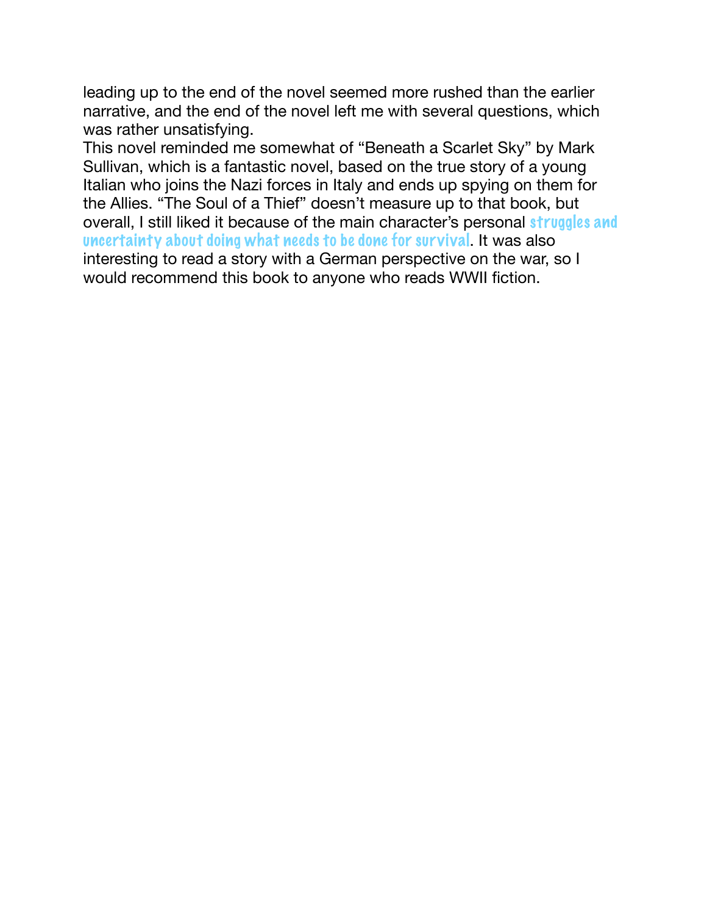leading up to the end of the novel seemed more rushed than the earlier narrative, and the end of the novel left me with several questions, which was rather unsatisfying.

This novel reminded me somewhat of "Beneath a Scarlet Sky" by Mark Sullivan, which is a fantastic novel, based on the true story of a young Italian who joins the Nazi forces in Italy and ends up spying on them for the Allies. "The Soul of a Thief" doesn't measure up to that book, but overall, I still liked it because of the main character's personal struggles and uncertainty about doing what needs to be done for survival. It was also interesting to read a story with a German perspective on the war, so I would recommend this book to anyone who reads WWII fiction.